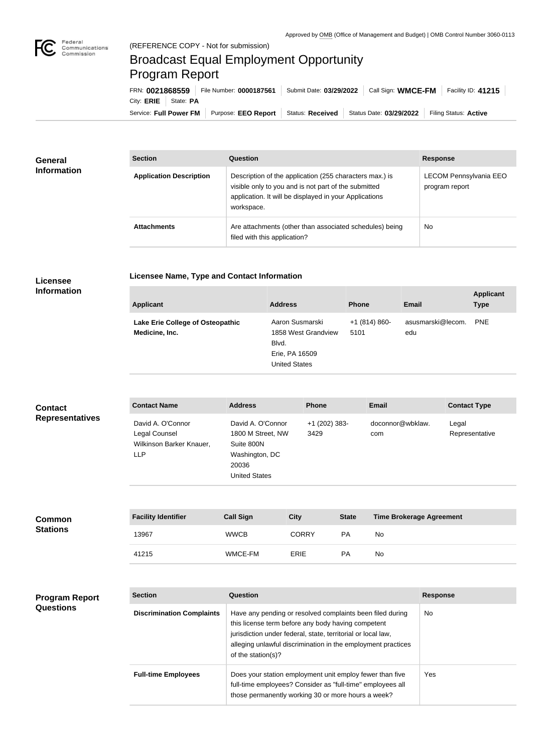Approved by OMB (Office of Management and Budget) | OMB Control Number 3060-0113

(REFERENCE COPY - Not for submission)

# Broadcast Equal Employment Opportunity Program Report

FRN: **0021868559** | File Number: **0000187561** | Submit Date: **03/29/2022** | Call Sign: **WMCE-FM** | Facility ID: **41215** | City: **ERIE** | State: **PA**

Service: **Full Power FM** | Purpose: **EEO Report** | Status: **Received** | Status Date: **03/29/2022** | Filing Status: **Active**

## General Information

| Section | Question | Response |
| --- | --- | --- |
| Application Description | Description of the application (255 characters max.) is visible only to you and is not part of the submitted application. It will be displayed in your Applications workspace. | LECOM Pennsylvania EEO program report |
| Attachments | Are attachments (other than associated schedules) being filed with this application? | No |

## Licensee Information

### Licensee Name, Type and Contact Information

| Applicant | Address | Phone | Email | Applicant Type |
| --- | --- | --- | --- | --- |
| **Lake Erie College of Osteopathic Medicine, Inc.** | Aaron Susmarski<br>1858 West Grandview Blvd.<br>Erie, PA 16509<br>United States | +1 (814) 860-5101 | asusmarski@lecom.edu | PNE |

## Contact Representatives

| Contact Name | Address | Phone | Email | Contact Type |
| --- | --- | --- | --- | --- |
| David A. O'Connor<br>Legal Counsel<br>Wilkinson Barker Knauer, LLP | David A. O'Connor<br>1800 M Street, NW<br>Suite 800N<br>Washington, DC 20036<br>United States | +1 (202) 383-3429 | doconnor@wbklaw.com | Legal Representative |

## Common Stations

| Facility Identifier | Call Sign | City | State | Time Brokerage Agreement |
| --- | --- | --- | --- | --- |
| 13967 | WWCB | CORRY | PA | No |
| 41215 | WMCE-FM | ERIE | PA | No |

## Program Report Questions

| Section | Question | Response |
| --- | --- | --- |
| Discrimination Complaints | Have any pending or resolved complaints been filed during this license term before any body having competent jurisdiction under federal, state, territorial or local law, alleging unlawful discrimination in the employment practices of the station(s)? | No |
| Full-time Employees | Does your station employment unit employ fewer than five full-time employees? Consider as "full-time" employees all those permanently working 30 or more hours a week? | Yes |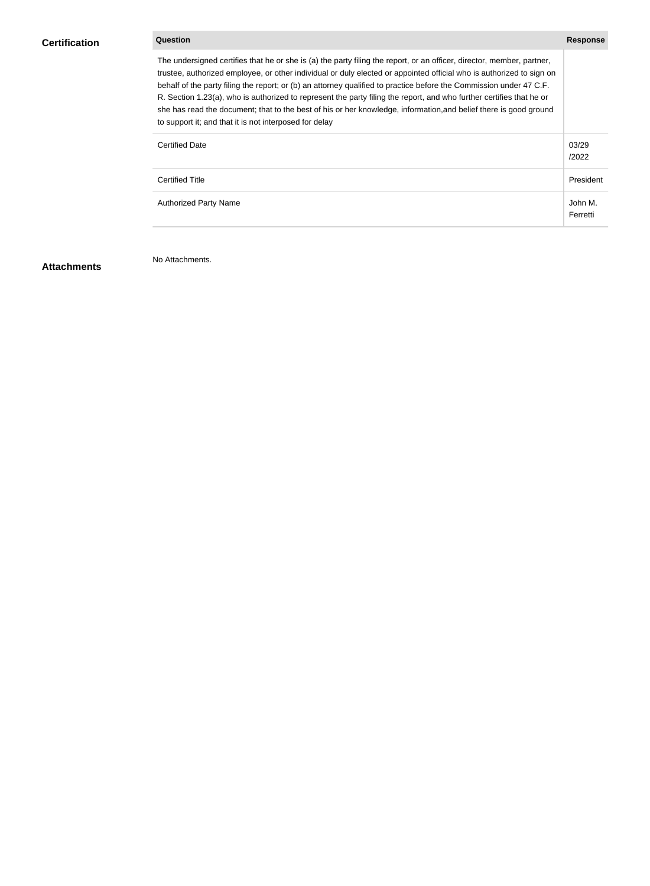## Certification

| Question | Response |
| --- | --- |
| The undersigned certifies that he or she is (a) the party filing the report, or an officer, director, member, partner, trustee, authorized employee, or other individual or duly elected or appointed official who is authorized to sign on behalf of the party filing the report; or (b) an attorney qualified to practice before the Commission under 47 C.F.R. Section 1.23(a), who is authorized to represent the party filing the report, and who further certifies that he or she has read the document; that to the best of his or her knowledge, information,and belief there is good ground to support it; and that it is not interposed for delay | |
| Certified Date | 03/29/2022 |
| Certified Title | President |
| Authorized Party Name | John M. Ferretti |

## Attachments

No Attachments.